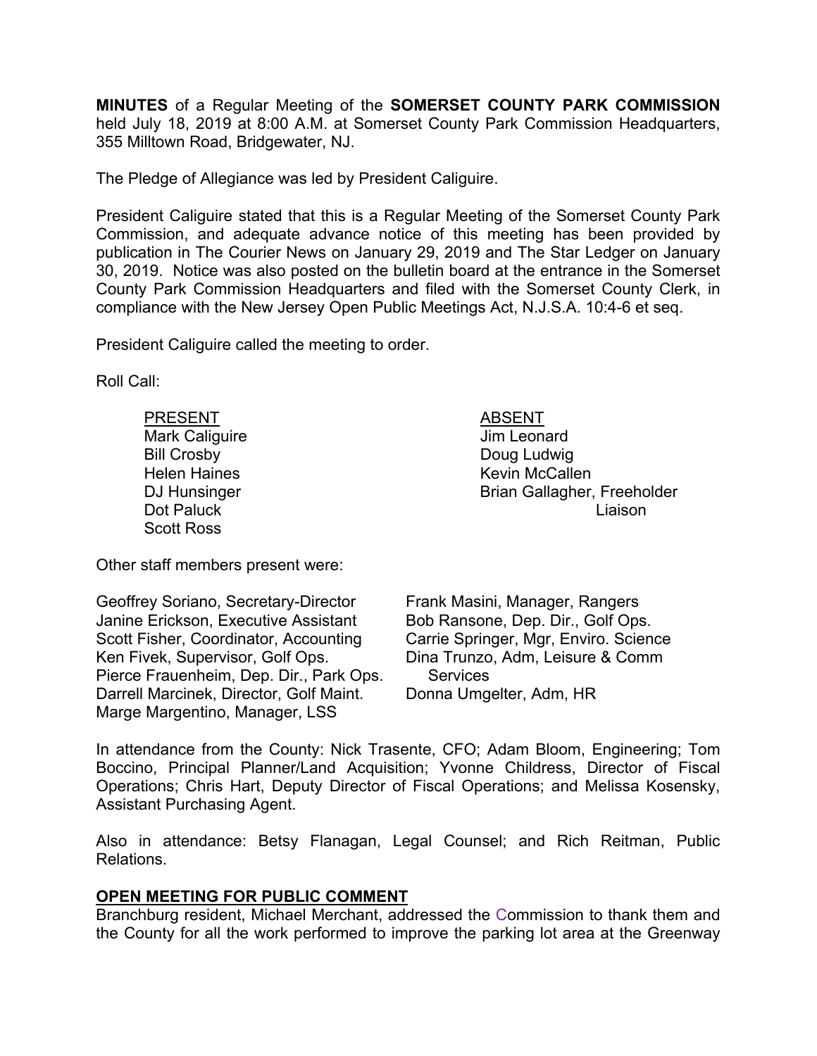**MINUTES** of a Regular Meeting of the **SOMERSET COUNTY PARK COMMISSION** held July 18, 2019 at 8:00 A.M. at Somerset County Park Commission Headquarters, 355 Milltown Road, Bridgewater, NJ.

The Pledge of Allegiance was led by President Caliguire.

President Caliguire stated that this is a Regular Meeting of the Somerset County Park Commission, and adequate advance notice of this meeting has been provided by publication in The Courier News on January 29, 2019 and The Star Ledger on January 30, 2019. Notice was also posted on the bulletin board at the entrance in the Somerset County Park Commission Headquarters and filed with the Somerset County Clerk, in compliance with the New Jersey Open Public Meetings Act, N.J.S.A. 10:4-6 et seq.

President Caliguire called the meeting to order.

Roll Call:

| PRESENT | ABSENT |
|---|---|
| Mark Caliguire | Jim Leonard |
| Bill Crosby | Doug Ludwig |
| Helen Haines | Kevin McCallen |
| DJ Hunsinger | Brian Gallagher, Freeholder Liaison |
| Dot Paluck | |
| Scott Ross | |

Other staff members present were:

Geoffrey Soriano, Secretary-Director
Janine Erickson, Executive Assistant
Scott Fisher, Coordinator, Accounting
Ken Fivek, Supervisor, Golf Ops.
Pierce Frauenheim, Dep. Dir., Park Ops.
Darrell Marcinek, Director, Golf Maint.
Marge Margentino, Manager, LSS
Frank Masini, Manager, Rangers
Bob Ransone, Dep. Dir., Golf Ops.
Carrie Springer, Mgr, Enviro. Science
Dina Trunzo, Adm, Leisure & Comm Services
Donna Umgelter, Adm, HR

In attendance from the County: Nick Trasente, CFO; Adam Bloom, Engineering; Tom Boccino, Principal Planner/Land Acquisition; Yvonne Childress, Director of Fiscal Operations; Chris Hart, Deputy Director of Fiscal Operations; and Melissa Kosensky, Assistant Purchasing Agent.

Also in attendance: Betsy Flanagan, Legal Counsel; and Rich Reitman, Public Relations.

## OPEN MEETING FOR PUBLIC COMMENT

Branchburg resident, Michael Merchant, addressed the Commission to thank them and the County for all the work performed to improve the parking lot area at the Greenway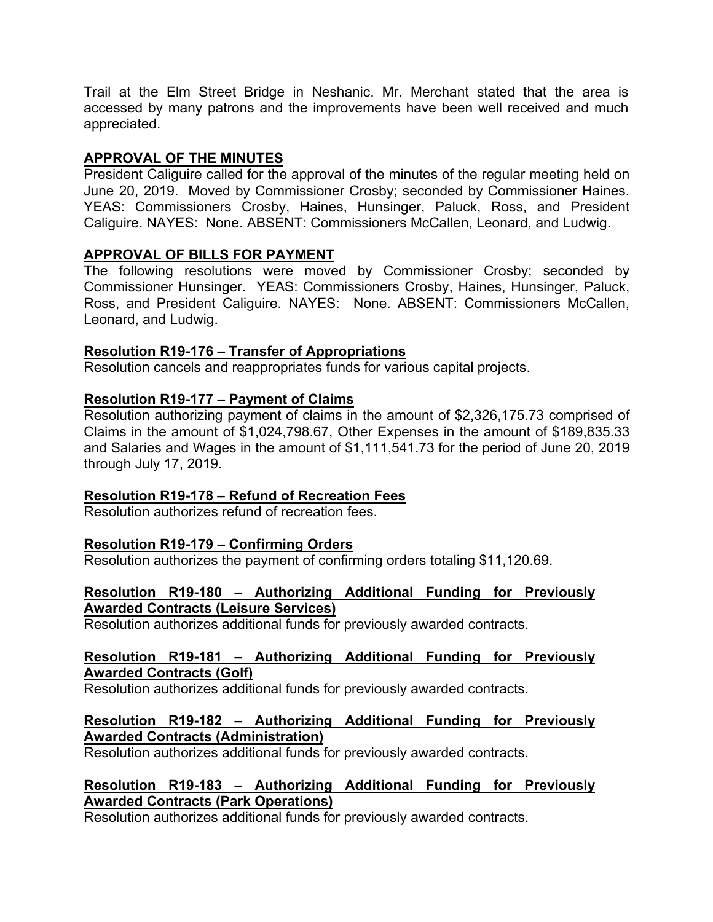Trail at the Elm Street Bridge in Neshanic. Mr. Merchant stated that the area is accessed by many patrons and the improvements have been well received and much appreciated.

## APPROVAL OF THE MINUTES

President Caliguire called for the approval of the minutes of the regular meeting held on June 20, 2019. Moved by Commissioner Crosby; seconded by Commissioner Haines. YEAS: Commissioners Crosby, Haines, Hunsinger, Paluck, Ross, and President Caliguire. NAYES: None. ABSENT: Commissioners McCallen, Leonard, and Ludwig.

## APPROVAL OF BILLS FOR PAYMENT

The following resolutions were moved by Commissioner Crosby; seconded by Commissioner Hunsinger. YEAS: Commissioners Crosby, Haines, Hunsinger, Paluck, Ross, and President Caliguire. NAYES: None. ABSENT: Commissioners McCallen, Leonard, and Ludwig.

### Resolution R19-176 – Transfer of Appropriations

Resolution cancels and reappropriates funds for various capital projects.

### Resolution R19-177 – Payment of Claims

Resolution authorizing payment of claims in the amount of $2,326,175.73 comprised of Claims in the amount of $1,024,798.67, Other Expenses in the amount of $189,835.33 and Salaries and Wages in the amount of $1,111,541.73 for the period of June 20, 2019 through July 17, 2019.

### Resolution R19-178 – Refund of Recreation Fees

Resolution authorizes refund of recreation fees.

### Resolution R19-179 – Confirming Orders

Resolution authorizes the payment of confirming orders totaling $11,120.69.

### Resolution R19-180 – Authorizing Additional Funding for Previously Awarded Contracts (Leisure Services)

Resolution authorizes additional funds for previously awarded contracts.

### Resolution R19-181 – Authorizing Additional Funding for Previously Awarded Contracts (Golf)

Resolution authorizes additional funds for previously awarded contracts.

### Resolution R19-182 – Authorizing Additional Funding for Previously Awarded Contracts (Administration)

Resolution authorizes additional funds for previously awarded contracts.

### Resolution R19-183 – Authorizing Additional Funding for Previously Awarded Contracts (Park Operations)

Resolution authorizes additional funds for previously awarded contracts.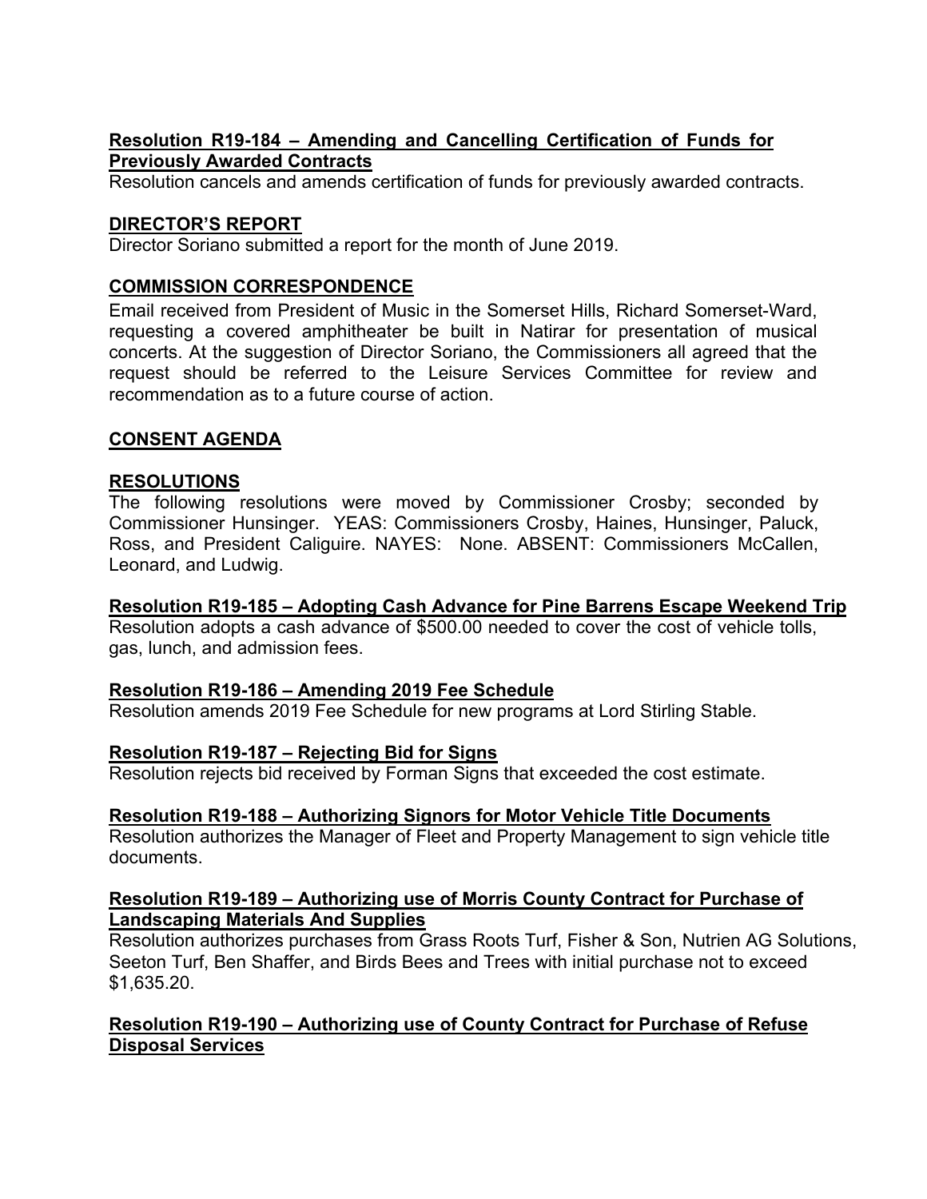**Resolution R19-184 – Amending and Cancelling Certification of Funds for Previously Awarded Contracts**

Resolution cancels and amends certification of funds for previously awarded contracts.

**DIRECTOR'S REPORT**

Director Soriano submitted a report for the month of June 2019.

**COMMISSION CORRESPONDENCE**

Email received from President of Music in the Somerset Hills, Richard Somerset-Ward, requesting a covered amphitheater be built in Natirar for presentation of musical concerts. At the suggestion of Director Soriano, the Commissioners all agreed that the request should be referred to the Leisure Services Committee for review and recommendation as to a future course of action.

**CONSENT AGENDA**

**RESOLUTIONS**

The following resolutions were moved by Commissioner Crosby; seconded by Commissioner Hunsinger. YEAS: Commissioners Crosby, Haines, Hunsinger, Paluck, Ross, and President Caliguire. NAYES: None. ABSENT: Commissioners McCallen, Leonard, and Ludwig.

**Resolution R19-185 – Adopting Cash Advance for Pine Barrens Escape Weekend Trip**

Resolution adopts a cash advance of $500.00 needed to cover the cost of vehicle tolls, gas, lunch, and admission fees.

**Resolution R19-186 – Amending 2019 Fee Schedule**

Resolution amends 2019 Fee Schedule for new programs at Lord Stirling Stable.

**Resolution R19-187 – Rejecting Bid for Signs**

Resolution rejects bid received by Forman Signs that exceeded the cost estimate.

**Resolution R19-188 – Authorizing Signors for Motor Vehicle Title Documents**

Resolution authorizes the Manager of Fleet and Property Management to sign vehicle title documents.

**Resolution R19-189 – Authorizing use of Morris County Contract for Purchase of Landscaping Materials And Supplies**

Resolution authorizes purchases from Grass Roots Turf, Fisher & Son, Nutrien AG Solutions, Seeton Turf, Ben Shaffer, and Birds Bees and Trees with initial purchase not to exceed $1,635.20.

**Resolution R19-190 – Authorizing use of County Contract for Purchase of Refuse Disposal Services**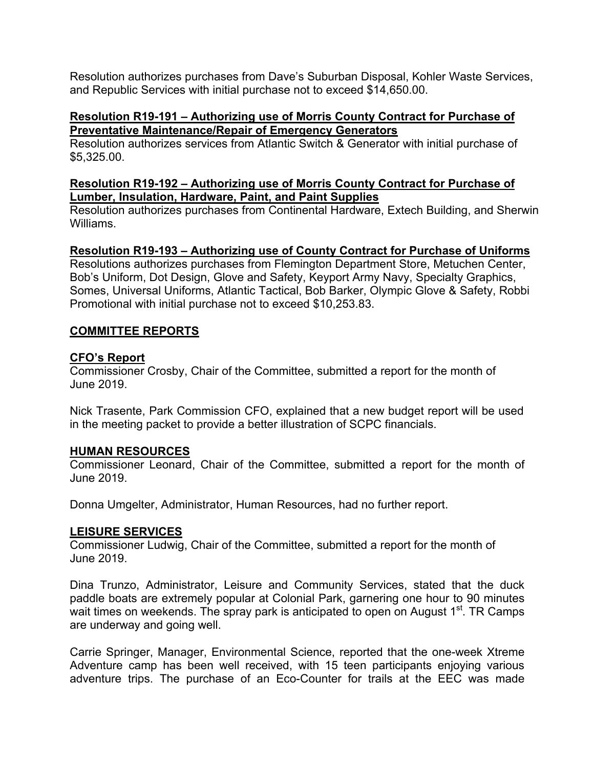Resolution authorizes purchases from Dave's Suburban Disposal, Kohler Waste Services, and Republic Services with initial purchase not to exceed $14,650.00.

**Resolution R19-191 – Authorizing use of Morris County Contract for Purchase of Preventative Maintenance/Repair of Emergency Generators**
Resolution authorizes services from Atlantic Switch & Generator with initial purchase of $5,325.00.

**Resolution R19-192 – Authorizing use of Morris County Contract for Purchase of Lumber, Insulation, Hardware, Paint, and Paint Supplies**
Resolution authorizes purchases from Continental Hardware, Extech Building, and Sherwin Williams.

**Resolution R19-193 – Authorizing use of County Contract for Purchase of Uniforms**
Resolutions authorizes purchases from Flemington Department Store, Metuchen Center, Bob's Uniform, Dot Design, Glove and Safety, Keyport Army Navy, Specialty Graphics, Somes, Universal Uniforms, Atlantic Tactical, Bob Barker, Olympic Glove & Safety, Robbi Promotional with initial purchase not to exceed $10,253.83.

## COMMITTEE REPORTS

### CFO's Report

Commissioner Crosby, Chair of the Committee, submitted a report for the month of June 2019.

Nick Trasente, Park Commission CFO, explained that a new budget report will be used in the meeting packet to provide a better illustration of SCPC financials.

### HUMAN RESOURCES

Commissioner Leonard, Chair of the Committee, submitted a report for the month of June 2019.

Donna Umgelter, Administrator, Human Resources, had no further report.

### LEISURE SERVICES

Commissioner Ludwig, Chair of the Committee, submitted a report for the month of June 2019.

Dina Trunzo, Administrator, Leisure and Community Services, stated that the duck paddle boats are extremely popular at Colonial Park, garnering one hour to 90 minutes wait times on weekends. The spray park is anticipated to open on August 1st. TR Camps are underway and going well.

Carrie Springer, Manager, Environmental Science, reported that the one-week Xtreme Adventure camp has been well received, with 15 teen participants enjoying various adventure trips. The purchase of an Eco-Counter for trails at the EEC was made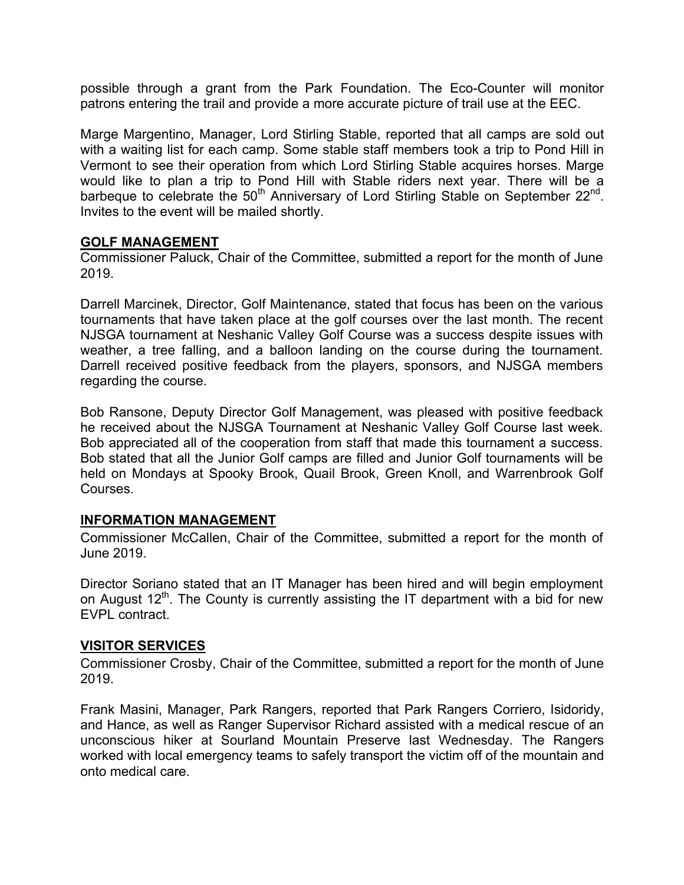possible through a grant from the Park Foundation. The Eco-Counter will monitor patrons entering the trail and provide a more accurate picture of trail use at the EEC.

Marge Margentino, Manager, Lord Stirling Stable, reported that all camps are sold out with a waiting list for each camp. Some stable staff members took a trip to Pond Hill in Vermont to see their operation from which Lord Stirling Stable acquires horses. Marge would like to plan a trip to Pond Hill with Stable riders next year. There will be a barbeque to celebrate the 50th Anniversary of Lord Stirling Stable on September 22nd. Invites to the event will be mailed shortly.

## GOLF MANAGEMENT

Commissioner Paluck, Chair of the Committee, submitted a report for the month of June 2019.

Darrell Marcinek, Director, Golf Maintenance, stated that focus has been on the various tournaments that have taken place at the golf courses over the last month. The recent NJSGA tournament at Neshanic Valley Golf Course was a success despite issues with weather, a tree falling, and a balloon landing on the course during the tournament. Darrell received positive feedback from the players, sponsors, and NJSGA members regarding the course.

Bob Ransone, Deputy Director Golf Management, was pleased with positive feedback he received about the NJSGA Tournament at Neshanic Valley Golf Course last week. Bob appreciated all of the cooperation from staff that made this tournament a success. Bob stated that all the Junior Golf camps are filled and Junior Golf tournaments will be held on Mondays at Spooky Brook, Quail Brook, Green Knoll, and Warrenbrook Golf Courses.

## INFORMATION MANAGEMENT

Commissioner McCallen, Chair of the Committee, submitted a report for the month of June 2019.

Director Soriano stated that an IT Manager has been hired and will begin employment on August 12th. The County is currently assisting the IT department with a bid for new EVPL contract.

## VISITOR SERVICES

Commissioner Crosby, Chair of the Committee, submitted a report for the month of June 2019.

Frank Masini, Manager, Park Rangers, reported that Park Rangers Corriero, Isidoridy, and Hance, as well as Ranger Supervisor Richard assisted with a medical rescue of an unconscious hiker at Sourland Mountain Preserve last Wednesday. The Rangers worked with local emergency teams to safely transport the victim off of the mountain and onto medical care.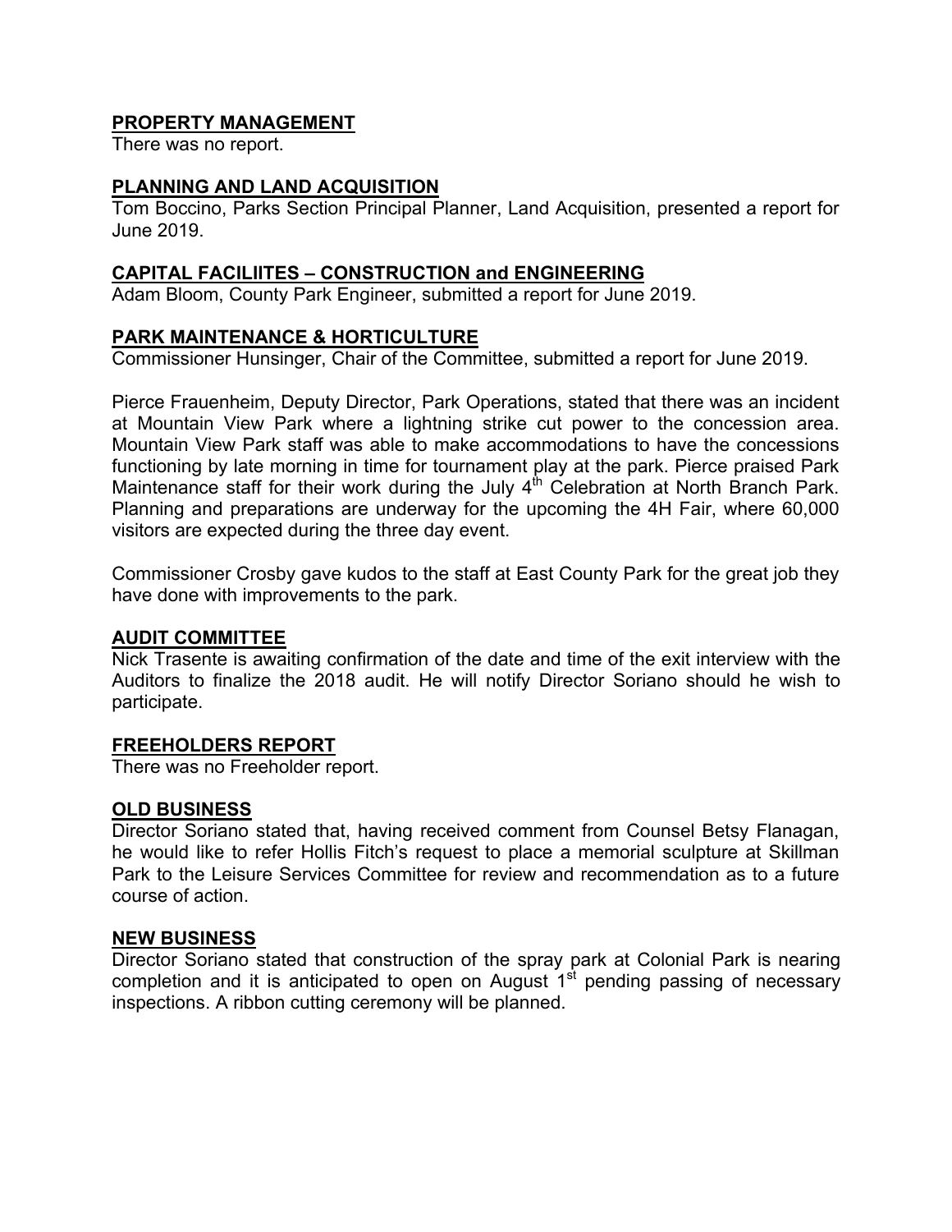## PROPERTY MANAGEMENT

There was no report.

## PLANNING AND LAND ACQUISITION

Tom Boccino, Parks Section Principal Planner, Land Acquisition, presented a report for June 2019.

## CAPITAL FACILIITES – CONSTRUCTION and ENGINEERING

Adam Bloom, County Park Engineer, submitted a report for June 2019.

## PARK MAINTENANCE & HORTICULTURE

Commissioner Hunsinger, Chair of the Committee, submitted a report for June 2019.

Pierce Frauenheim, Deputy Director, Park Operations, stated that there was an incident at Mountain View Park where a lightning strike cut power to the concession area. Mountain View Park staff was able to make accommodations to have the concessions functioning by late morning in time for tournament play at the park. Pierce praised Park Maintenance staff for their work during the July 4th Celebration at North Branch Park. Planning and preparations are underway for the upcoming the 4H Fair, where 60,000 visitors are expected during the three day event.

Commissioner Crosby gave kudos to the staff at East County Park for the great job they have done with improvements to the park.

## AUDIT COMMITTEE

Nick Trasente is awaiting confirmation of the date and time of the exit interview with the Auditors to finalize the 2018 audit. He will notify Director Soriano should he wish to participate.

## FREEHOLDERS REPORT

There was no Freeholder report.

## OLD BUSINESS

Director Soriano stated that, having received comment from Counsel Betsy Flanagan, he would like to refer Hollis Fitch's request to place a memorial sculpture at Skillman Park to the Leisure Services Committee for review and recommendation as to a future course of action.

## NEW BUSINESS

Director Soriano stated that construction of the spray park at Colonial Park is nearing completion and it is anticipated to open on August 1st pending passing of necessary inspections. A ribbon cutting ceremony will be planned.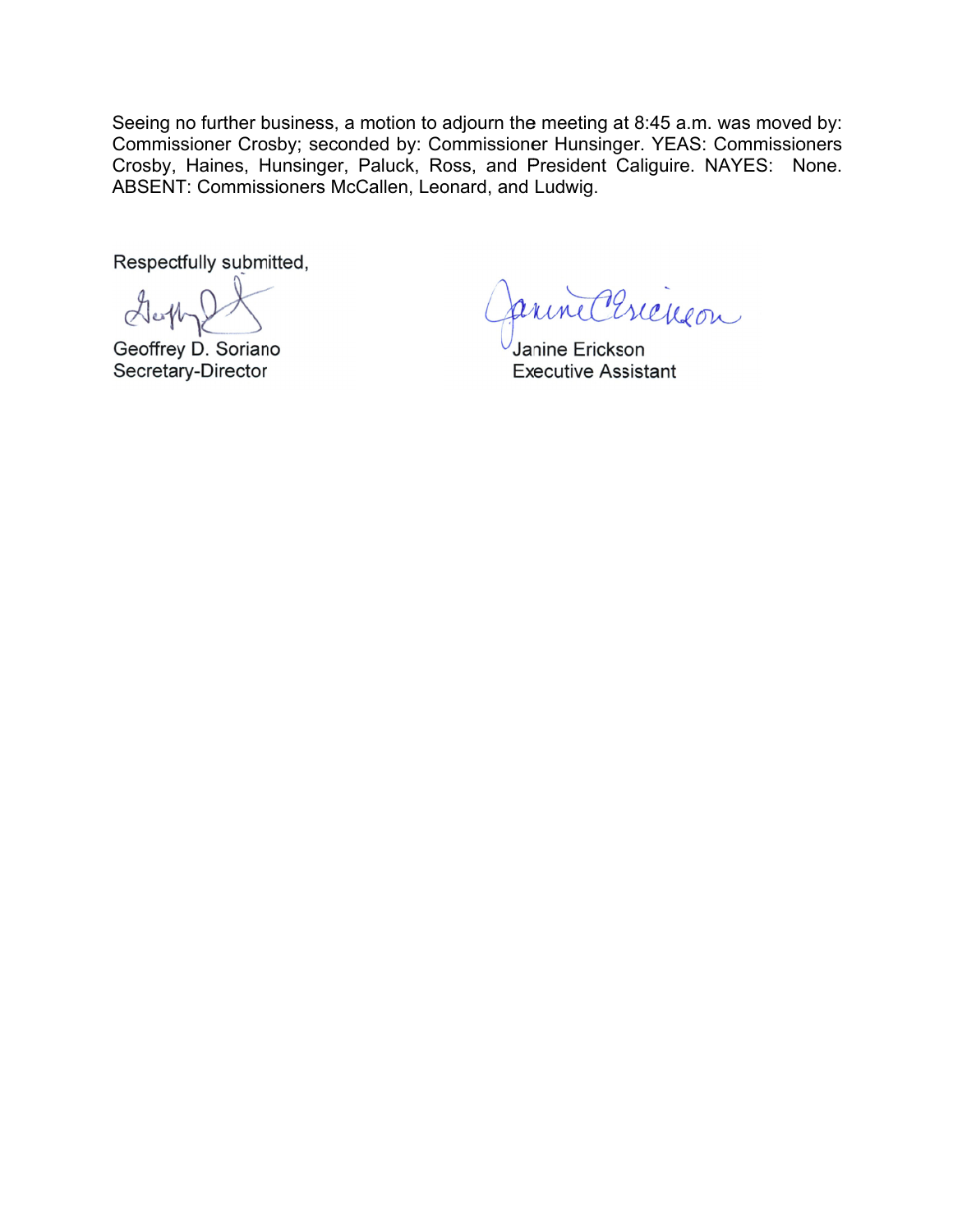Seeing no further business, a motion to adjourn the meeting at 8:45 a.m. was moved by: Commissioner Crosby; seconded by: Commissioner Hunsinger. YEAS: Commissioners Crosby, Haines, Hunsinger, Paluck, Ross, and President Caliguire. NAYES: None. ABSENT: Commissioners McCallen, Leonard, and Ludwig.

Respectfully submitted,

Geoffrey D. Soriano
Secretary-Director

Janine Erickson
Executive Assistant